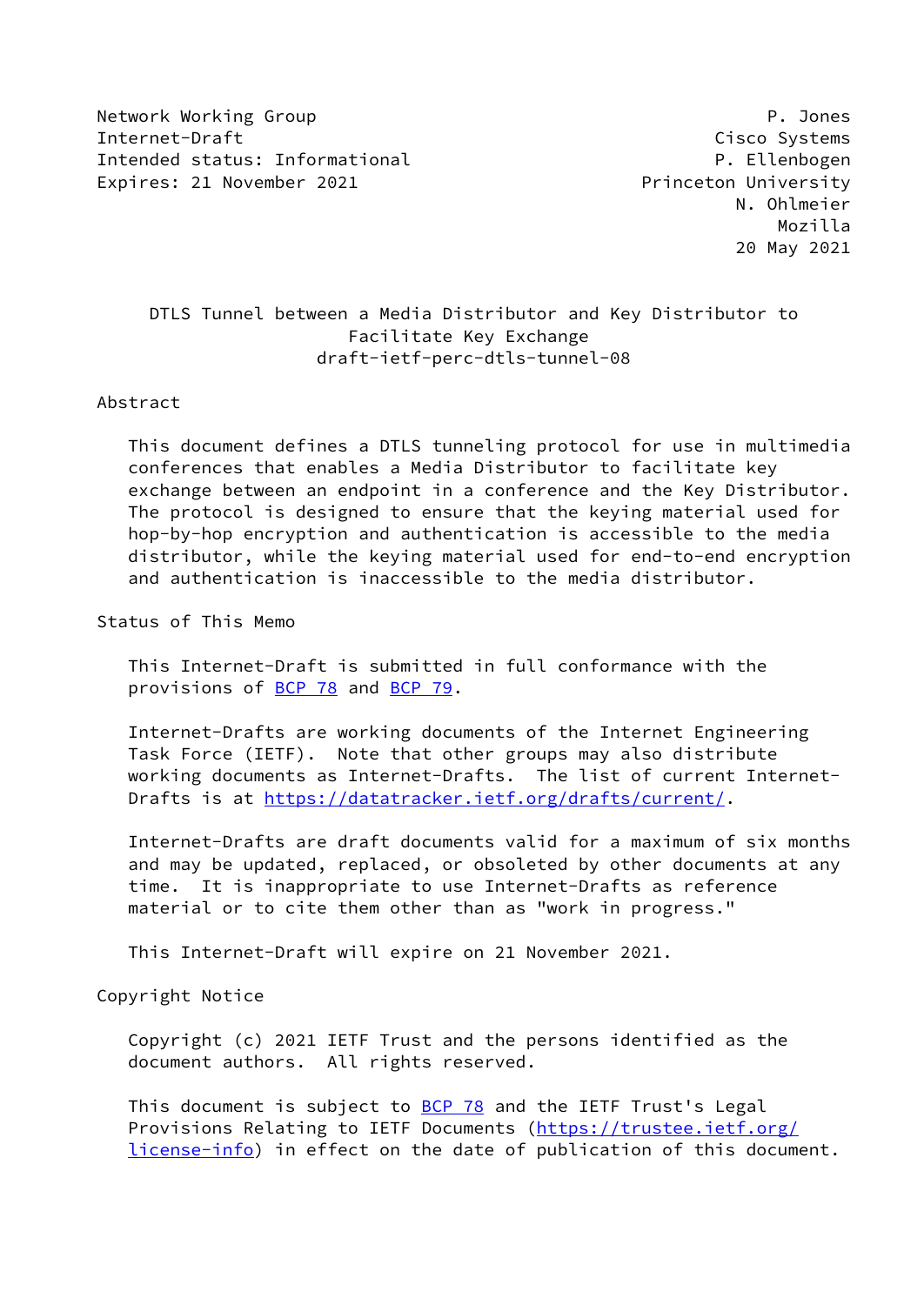Network Working Group — P. Jones
Internet-Draft — Cisco Systems
Intended status: Informational — P. Ellenbogen
Expires: 21 November 2021 — Princeton University
N. Ohlmeier
Mozilla
20 May 2021

# DTLS Tunnel between a Media Distributor and Key Distributor to Facilitate Key Exchange

draft-ietf-perc-dtls-tunnel-08

## Abstract

This document defines a DTLS tunneling protocol for use in multimedia conferences that enables a Media Distributor to facilitate key exchange between an endpoint in a conference and the Key Distributor. The protocol is designed to ensure that the keying material used for hop-by-hop encryption and authentication is accessible to the media distributor, while the keying material used for end-to-end encryption and authentication is inaccessible to the media distributor.

## Status of This Memo

This Internet-Draft is submitted in full conformance with the provisions of BCP 78 and BCP 79.

Internet-Drafts are working documents of the Internet Engineering Task Force (IETF). Note that other groups may also distribute working documents as Internet-Drafts. The list of current Internet-Drafts is at https://datatracker.ietf.org/drafts/current/.

Internet-Drafts are draft documents valid for a maximum of six months and may be updated, replaced, or obsoleted by other documents at any time. It is inappropriate to use Internet-Drafts as reference material or to cite them other than as "work in progress."

This Internet-Draft will expire on 21 November 2021.

## Copyright Notice

Copyright (c) 2021 IETF Trust and the persons identified as the document authors. All rights reserved.

This document is subject to BCP 78 and the IETF Trust's Legal Provisions Relating to IETF Documents (https://trustee.ietf.org/license-info) in effect on the date of publication of this document.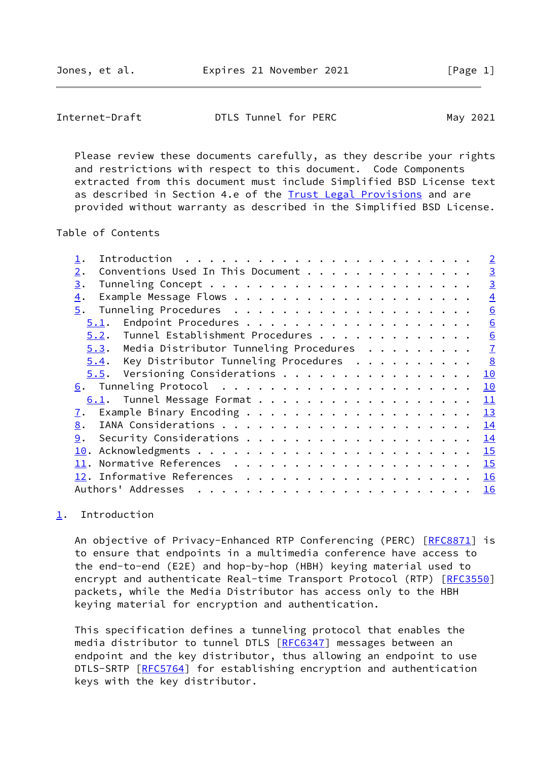Please review these documents carefully, as they describe your rights and restrictions with respect to this document. Code Components extracted from this document must include Simplified BSD License text as described in Section 4.e of the Trust Legal Provisions and are provided without warranty as described in the Simplified BSD License.

Table of Contents

- 1. Introduction . . . . . . . . . . . . . . . . . . . . . . . . 2
- 2. Conventions Used In This Document . . . . . . . . . . . . . . 3
- 3. Tunneling Concept . . . . . . . . . . . . . . . . . . . . . . 3
- 4. Example Message Flows . . . . . . . . . . . . . . . . . . . . 4
- 5. Tunneling Procedures . . . . . . . . . . . . . . . . . . . . 6
  - 5.1. Endpoint Procedures . . . . . . . . . . . . . . . . . . . 6
  - 5.2. Tunnel Establishment Procedures . . . . . . . . . . . . . 6
  - 5.3. Media Distributor Tunneling Procedures . . . . . . . . . 7
  - 5.4. Key Distributor Tunneling Procedures . . . . . . . . . . 8
  - 5.5. Versioning Considerations . . . . . . . . . . . . . . . . 10
- 6. Tunneling Protocol . . . . . . . . . . . . . . . . . . . . . 10
  - 6.1. Tunnel Message Format . . . . . . . . . . . . . . . . . . 11
- 7. Example Binary Encoding . . . . . . . . . . . . . . . . . . . 13
- 8. IANA Considerations . . . . . . . . . . . . . . . . . . . . . 14
- 9. Security Considerations . . . . . . . . . . . . . . . . . . . 14
- 10. Acknowledgments . . . . . . . . . . . . . . . . . . . . . . . 15
- 11. Normative References . . . . . . . . . . . . . . . . . . . . 15
- 12. Informative References . . . . . . . . . . . . . . . . . . . 16
- Authors' Addresses . . . . . . . . . . . . . . . . . . . . . . . 16

## 1. Introduction

An objective of Privacy-Enhanced RTP Conferencing (PERC) [RFC8871] is to ensure that endpoints in a multimedia conference have access to the end-to-end (E2E) and hop-by-hop (HBH) keying material used to encrypt and authenticate Real-time Transport Protocol (RTP) [RFC3550] packets, while the Media Distributor has access only to the HBH keying material for encryption and authentication.

This specification defines a tunneling protocol that enables the media distributor to tunnel DTLS [RFC6347] messages between an endpoint and the key distributor, thus allowing an endpoint to use DTLS-SRTP [RFC5764] for establishing encryption and authentication keys with the key distributor.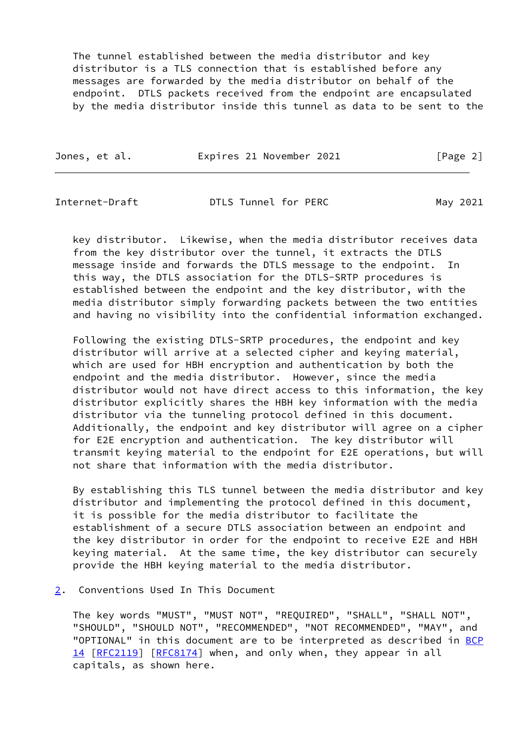The tunnel established between the media distributor and key distributor is a TLS connection that is established before any messages are forwarded by the media distributor on behalf of the endpoint. DTLS packets received from the endpoint are encapsulated by the media distributor inside this tunnel as data to be sent to the key distributor. Likewise, when the media distributor receives data from the key distributor over the tunnel, it extracts the DTLS message inside and forwards the DTLS message to the endpoint. In this way, the DTLS association for the DTLS-SRTP procedures is established between the endpoint and the key distributor, with the media distributor simply forwarding packets between the two entities and having no visibility into the confidential information exchanged.

Following the existing DTLS-SRTP procedures, the endpoint and key distributor will arrive at a selected cipher and keying material, which are used for HBH encryption and authentication by both the endpoint and the media distributor. However, since the media distributor would not have direct access to this information, the key distributor explicitly shares the HBH key information with the media distributor via the tunneling protocol defined in this document. Additionally, the endpoint and key distributor will agree on a cipher for E2E encryption and authentication. The key distributor will transmit keying material to the endpoint for E2E operations, but will not share that information with the media distributor.

By establishing this TLS tunnel between the media distributor and key distributor and implementing the protocol defined in this document, it is possible for the media distributor to facilitate the establishment of a secure DTLS association between an endpoint and the key distributor in order for the endpoint to receive E2E and HBH keying material. At the same time, the key distributor can securely provide the HBH keying material to the media distributor.

## 2. Conventions Used In This Document

The key words "MUST", "MUST NOT", "REQUIRED", "SHALL", "SHALL NOT", "SHOULD", "SHOULD NOT", "RECOMMENDED", "NOT RECOMMENDED", "MAY", and "OPTIONAL" in this document are to be interpreted as described in BCP 14 [RFC2119] [RFC8174] when, and only when, they appear in all capitals, as shown here.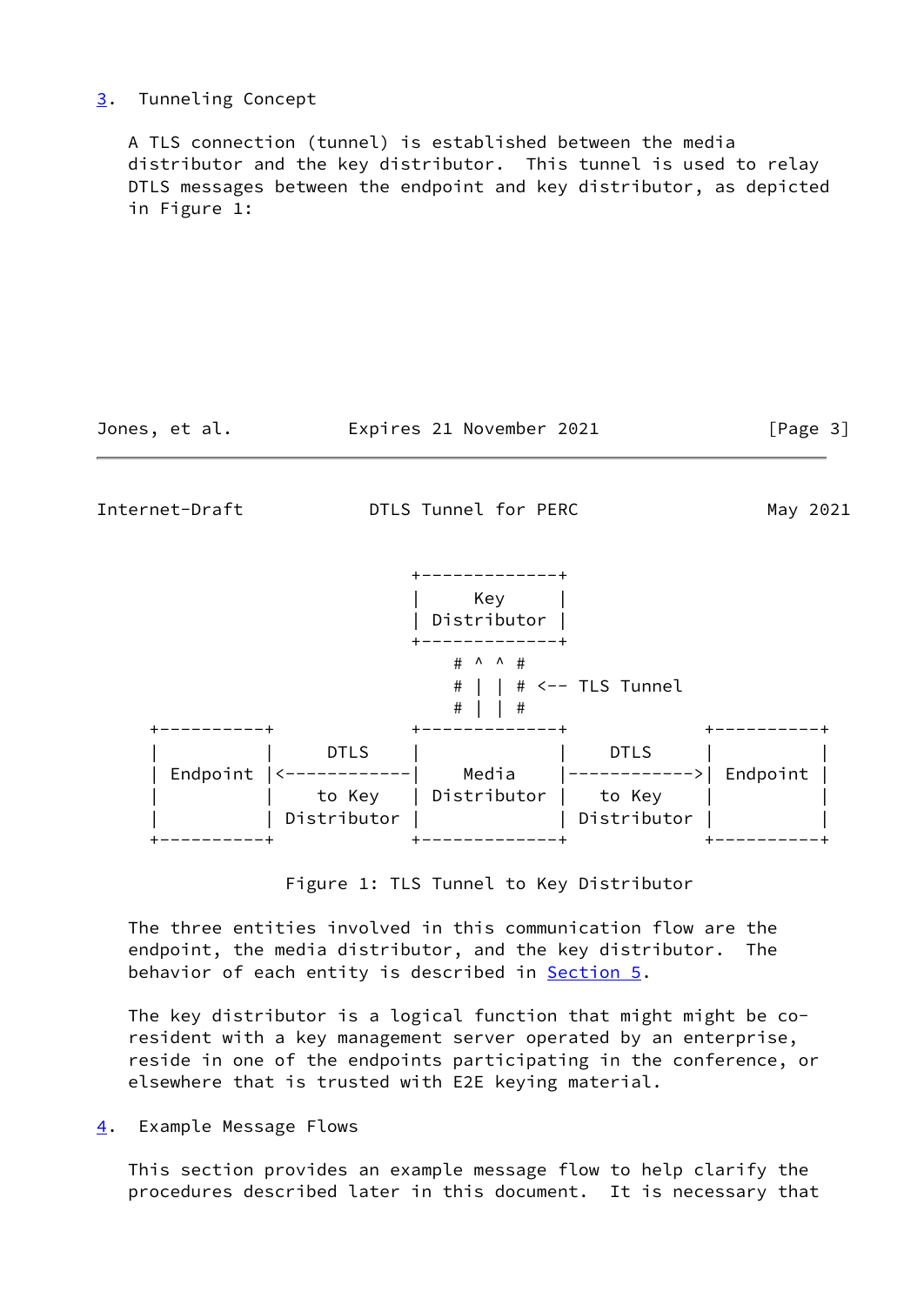## 3. Tunneling Concept

A TLS connection (tunnel) is established between the media distributor and the key distributor. This tunnel is used to relay DTLS messages between the endpoint and key distributor, as depicted in Figure 1:

```
                             +-------------+
                             |     Key     |
                             | Distributor |
                             +-------------+
                                 # ^ ^ #
                                 # | | # <-- TLS Tunnel
                                 # | | #
+-----------+                +-------------+                +-----------+
|           |     DTLS       |             |     DTLS       |           |
| Endpoint  |<------------|    Media    |------------>| Endpoint  |
|           |    to Key      | Distributor |    to Key      |           |
|           | Distributor    |             | Distributor    |           |
+-----------+                +-------------+                +-----------+
```

Figure 1: TLS Tunnel to Key Distributor

The three entities involved in this communication flow are the endpoint, the media distributor, and the key distributor. The behavior of each entity is described in Section 5.

The key distributor is a logical function that might might be co-resident with a key management server operated by an enterprise, reside in one of the endpoints participating in the conference, or elsewhere that is trusted with E2E keying material.

## 4. Example Message Flows

This section provides an example message flow to help clarify the procedures described later in this document. It is necessary that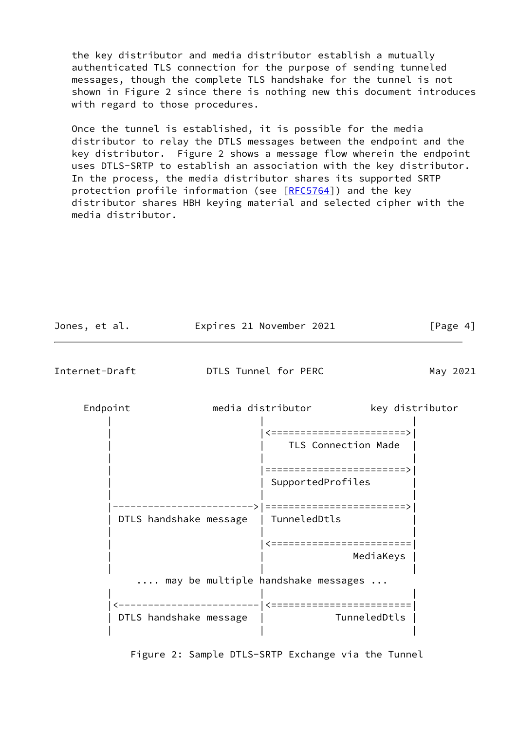the key distributor and media distributor establish a mutually authenticated TLS connection for the purpose of sending tunneled messages, though the complete TLS handshake for the tunnel is not shown in Figure 2 since there is nothing new this document introduces with regard to those procedures.

Once the tunnel is established, it is possible for the media distributor to relay the DTLS messages between the endpoint and the key distributor. Figure 2 shows a message flow wherein the endpoint uses DTLS-SRTP to establish an association with the key distributor. In the process, the media distributor shares its supported SRTP protection profile information (see [RFC5764]) and the key distributor shares HBH keying material and selected cipher with the media distributor.

```
     Endpoint              media distributor          key distributor
         |                         |                         |
         |                         |<=======================>|
         |                         |    TLS Connection Made  |
         |                         |                         |
         |                         |========================>|
         |                         | SupportedProfiles       |
         |                         |                         |
         |------------------------>|========================>|
         | DTLS handshake message  | TunneledDtls            |
         |                         |                         |
         |                         |<========================|
         |                         |               MediaKeys |
         |                         |                         |
              .... may be multiple handshake messages ...
         |                         |                         |
         |<------------------------|<========================|
         | DTLS handshake message  |            TunneledDtls |
         |                         |                         |
```

Figure 2: Sample DTLS-SRTP Exchange via the Tunnel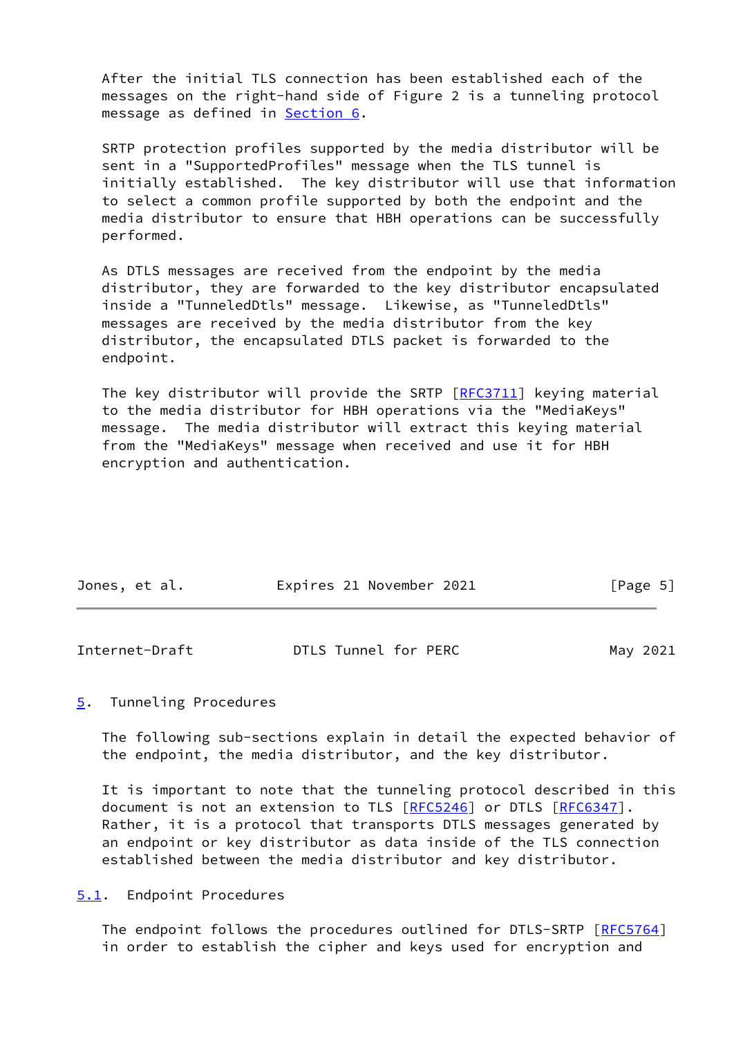After the initial TLS connection has been established each of the messages on the right-hand side of Figure 2 is a tunneling protocol message as defined in Section 6.

SRTP protection profiles supported by the media distributor will be sent in a "SupportedProfiles" message when the TLS tunnel is initially established. The key distributor will use that information to select a common profile supported by both the endpoint and the media distributor to ensure that HBH operations can be successfully performed.

As DTLS messages are received from the endpoint by the media distributor, they are forwarded to the key distributor encapsulated inside a "TunneledDtls" message. Likewise, as "TunneledDtls" messages are received by the media distributor from the key distributor, the encapsulated DTLS packet is forwarded to the endpoint.

The key distributor will provide the SRTP [RFC3711] keying material to the media distributor for HBH operations via the "MediaKeys" message. The media distributor will extract this keying material from the "MediaKeys" message when received and use it for HBH encryption and authentication.

## 5. Tunneling Procedures

The following sub-sections explain in detail the expected behavior of the endpoint, the media distributor, and the key distributor.

It is important to note that the tunneling protocol described in this document is not an extension to TLS [RFC5246] or DTLS [RFC6347]. Rather, it is a protocol that transports DTLS messages generated by an endpoint or key distributor as data inside of the TLS connection established between the media distributor and key distributor.

### 5.1. Endpoint Procedures

The endpoint follows the procedures outlined for DTLS-SRTP [RFC5764] in order to establish the cipher and keys used for encryption and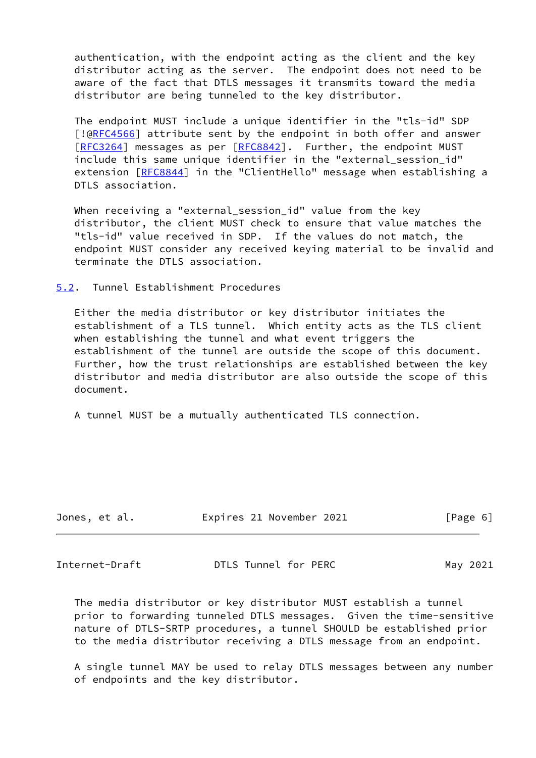authentication, with the endpoint acting as the client and the key distributor acting as the server. The endpoint does not need to be aware of the fact that DTLS messages it transmits toward the media distributor are being tunneled to the key distributor.

The endpoint MUST include a unique identifier in the "tls-id" SDP [!@RFC4566] attribute sent by the endpoint in both offer and answer [RFC3264] messages as per [RFC8842]. Further, the endpoint MUST include this same unique identifier in the "external_session_id" extension [RFC8844] in the "ClientHello" message when establishing a DTLS association.

When receiving a "external_session_id" value from the key distributor, the client MUST check to ensure that value matches the "tls-id" value received in SDP. If the values do not match, the endpoint MUST consider any received keying material to be invalid and terminate the DTLS association.

## 5.2. Tunnel Establishment Procedures

Either the media distributor or key distributor initiates the establishment of a TLS tunnel. Which entity acts as the TLS client when establishing the tunnel and what event triggers the establishment of the tunnel are outside the scope of this document. Further, how the trust relationships are established between the key distributor and media distributor are also outside the scope of this document.

A tunnel MUST be a mutually authenticated TLS connection.

The media distributor or key distributor MUST establish a tunnel prior to forwarding tunneled DTLS messages. Given the time-sensitive nature of DTLS-SRTP procedures, a tunnel SHOULD be established prior to the media distributor receiving a DTLS message from an endpoint.

A single tunnel MAY be used to relay DTLS messages between any number of endpoints and the key distributor.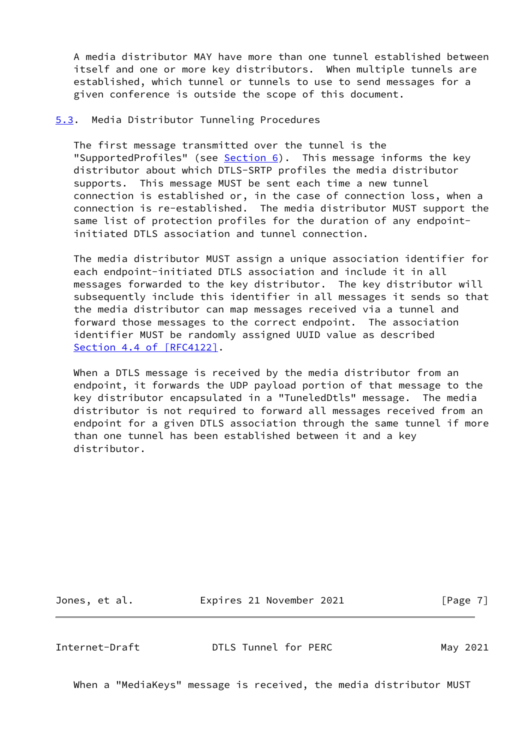A media distributor MAY have more than one tunnel established between itself and one or more key distributors. When multiple tunnels are established, which tunnel or tunnels to use to send messages for a given conference is outside the scope of this document.

## 5.3. Media Distributor Tunneling Procedures

The first message transmitted over the tunnel is the "SupportedProfiles" (see Section 6). This message informs the key distributor about which DTLS-SRTP profiles the media distributor supports. This message MUST be sent each time a new tunnel connection is established or, in the case of connection loss, when a connection is re-established. The media distributor MUST support the same list of protection profiles for the duration of any endpoint-initiated DTLS association and tunnel connection.

The media distributor MUST assign a unique association identifier for each endpoint-initiated DTLS association and include it in all messages forwarded to the key distributor. The key distributor will subsequently include this identifier in all messages it sends so that the media distributor can map messages received via a tunnel and forward those messages to the correct endpoint. The association identifier MUST be randomly assigned UUID value as described Section 4.4 of [RFC4122].

When a DTLS message is received by the media distributor from an endpoint, it forwards the UDP payload portion of that message to the key distributor encapsulated in a "TunneledDtls" message. The media distributor is not required to forward all messages received from an endpoint for a given DTLS association through the same tunnel if more than one tunnel has been established between it and a key distributor.

When a "MediaKeys" message is received, the media distributor MUST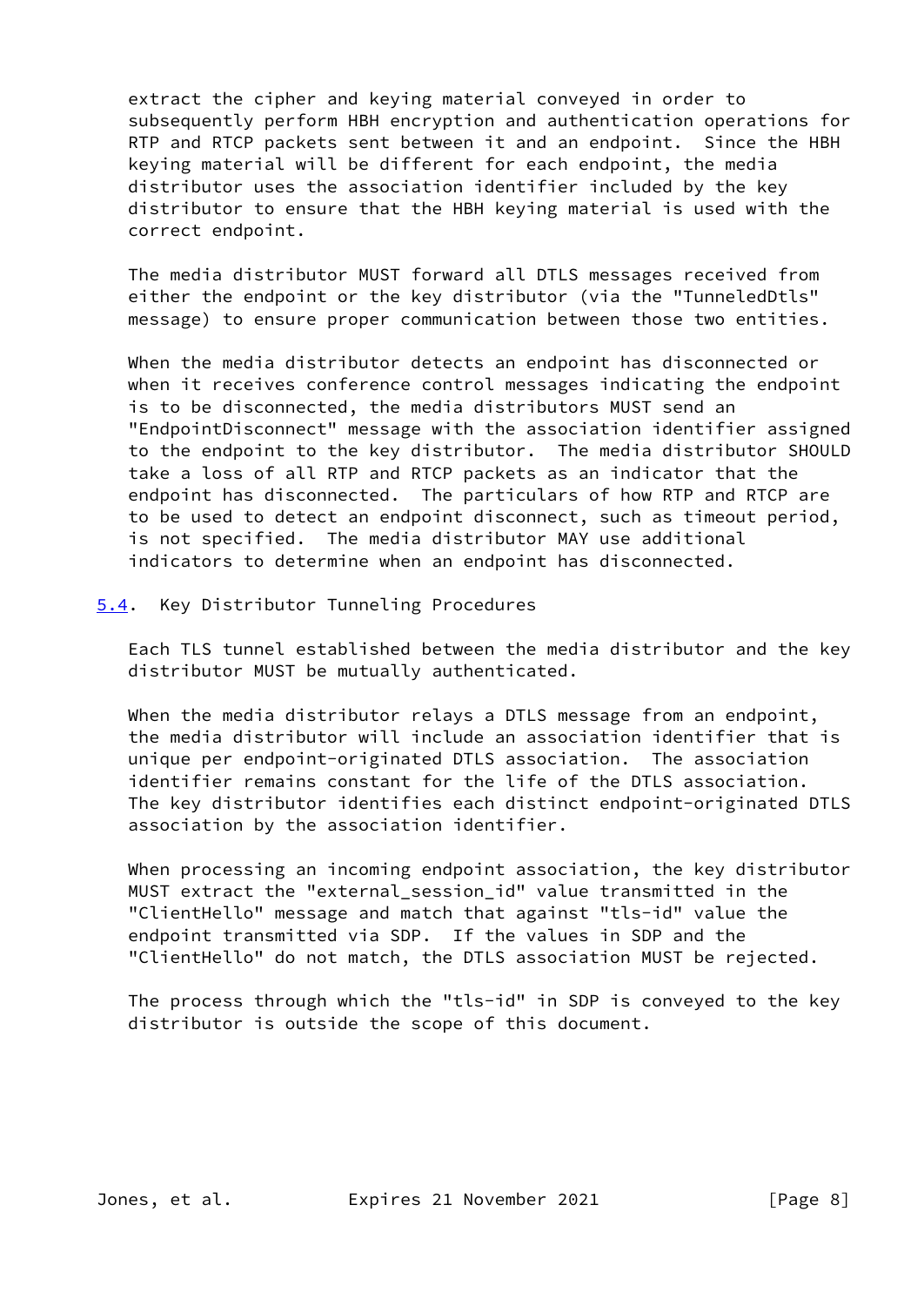extract the cipher and keying material conveyed in order to subsequently perform HBH encryption and authentication operations for RTP and RTCP packets sent between it and an endpoint. Since the HBH keying material will be different for each endpoint, the media distributor uses the association identifier included by the key distributor to ensure that the HBH keying material is used with the correct endpoint.

The media distributor MUST forward all DTLS messages received from either the endpoint or the key distributor (via the "TunneledDtls" message) to ensure proper communication between those two entities.

When the media distributor detects an endpoint has disconnected or when it receives conference control messages indicating the endpoint is to be disconnected, the media distributors MUST send an "EndpointDisconnect" message with the association identifier assigned to the endpoint to the key distributor. The media distributor SHOULD take a loss of all RTP and RTCP packets as an indicator that the endpoint has disconnected. The particulars of how RTP and RTCP are to be used to detect an endpoint disconnect, such as timeout period, is not specified. The media distributor MAY use additional indicators to determine when an endpoint has disconnected.

### 5.4. Key Distributor Tunneling Procedures

Each TLS tunnel established between the media distributor and the key distributor MUST be mutually authenticated.

When the media distributor relays a DTLS message from an endpoint, the media distributor will include an association identifier that is unique per endpoint-originated DTLS association. The association identifier remains constant for the life of the DTLS association. The key distributor identifies each distinct endpoint-originated DTLS association by the association identifier.

When processing an incoming endpoint association, the key distributor MUST extract the "external_session_id" value transmitted in the "ClientHello" message and match that against "tls-id" value the endpoint transmitted via SDP. If the values in SDP and the "ClientHello" do not match, the DTLS association MUST be rejected.

The process through which the "tls-id" in SDP is conveyed to the key distributor is outside the scope of this document.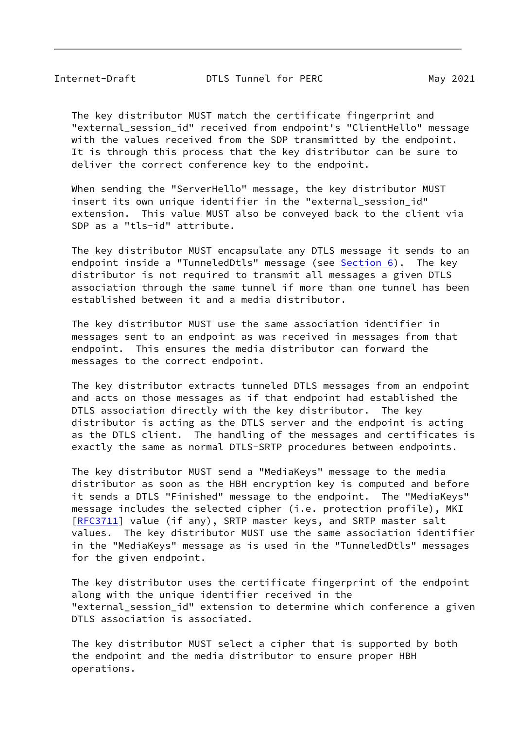The key distributor MUST match the certificate fingerprint and "external_session_id" received from endpoint's "ClientHello" message with the values received from the SDP transmitted by the endpoint. It is through this process that the key distributor can be sure to deliver the correct conference key to the endpoint.

When sending the "ServerHello" message, the key distributor MUST insert its own unique identifier in the "external_session_id" extension. This value MUST also be conveyed back to the client via SDP as a "tls-id" attribute.

The key distributor MUST encapsulate any DTLS message it sends to an endpoint inside a "TunneledDtls" message (see Section 6). The key distributor is not required to transmit all messages a given DTLS association through the same tunnel if more than one tunnel has been established between it and a media distributor.

The key distributor MUST use the same association identifier in messages sent to an endpoint as was received in messages from that endpoint. This ensures the media distributor can forward the messages to the correct endpoint.

The key distributor extracts tunneled DTLS messages from an endpoint and acts on those messages as if that endpoint had established the DTLS association directly with the key distributor. The key distributor is acting as the DTLS server and the endpoint is acting as the DTLS client. The handling of the messages and certificates is exactly the same as normal DTLS-SRTP procedures between endpoints.

The key distributor MUST send a "MediaKeys" message to the media distributor as soon as the HBH encryption key is computed and before it sends a DTLS "Finished" message to the endpoint. The "MediaKeys" message includes the selected cipher (i.e. protection profile), MKI [RFC3711] value (if any), SRTP master keys, and SRTP master salt values. The key distributor MUST use the same association identifier in the "MediaKeys" message as is used in the "TunneledDtls" messages for the given endpoint.

The key distributor uses the certificate fingerprint of the endpoint along with the unique identifier received in the "external_session_id" extension to determine which conference a given DTLS association is associated.

The key distributor MUST select a cipher that is supported by both the endpoint and the media distributor to ensure proper HBH operations.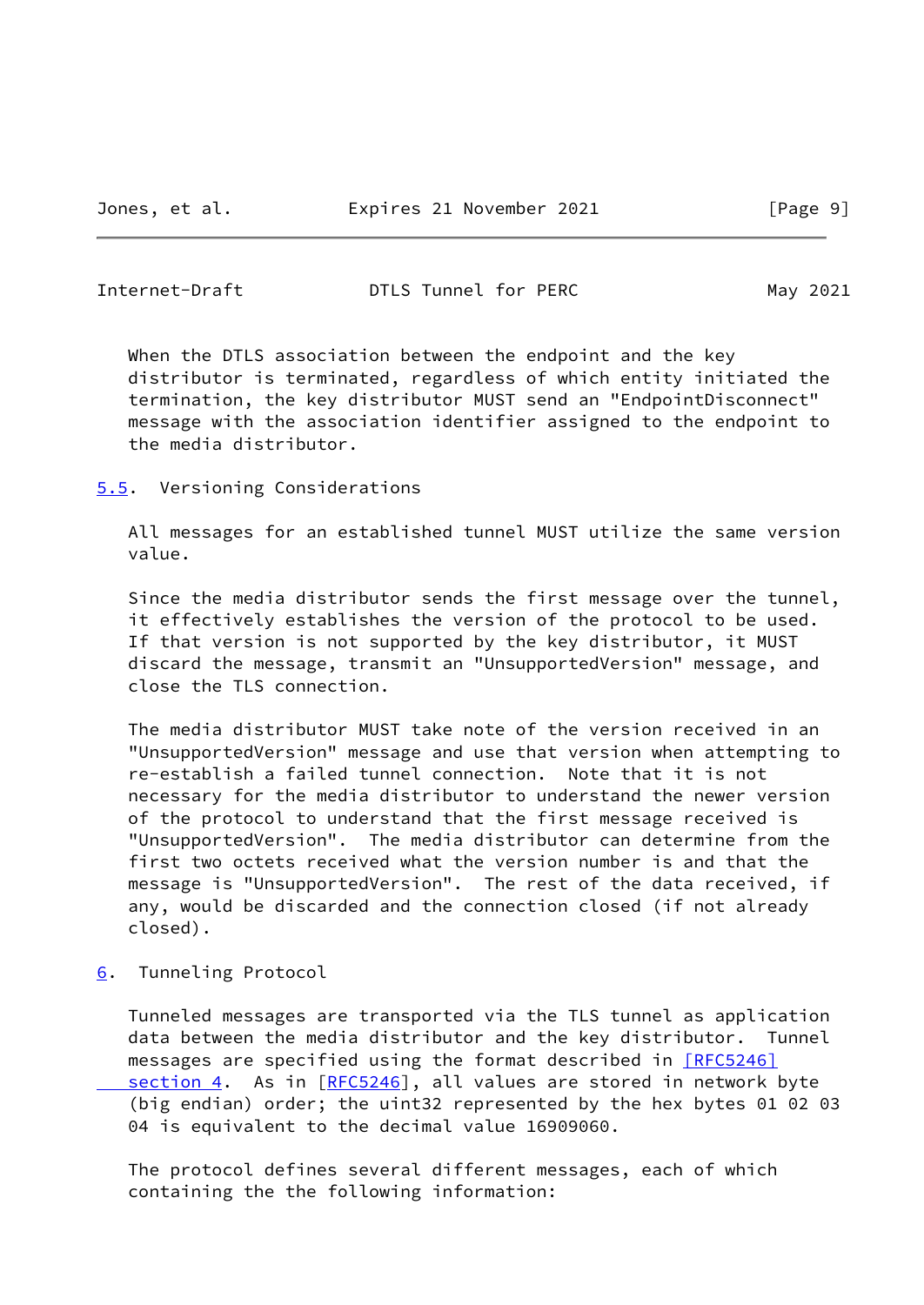When the DTLS association between the endpoint and the key distributor is terminated, regardless of which entity initiated the termination, the key distributor MUST send an "EndpointDisconnect" message with the association identifier assigned to the endpoint to the media distributor.

### 5.5. Versioning Considerations

All messages for an established tunnel MUST utilize the same version value.

Since the media distributor sends the first message over the tunnel, it effectively establishes the version of the protocol to be used. If that version is not supported by the key distributor, it MUST discard the message, transmit an "UnsupportedVersion" message, and close the TLS connection.

The media distributor MUST take note of the version received in an "UnsupportedVersion" message and use that version when attempting to re-establish a failed tunnel connection. Note that it is not necessary for the media distributor to understand the newer version of the protocol to understand that the first message received is "UnsupportedVersion". The media distributor can determine from the first two octets received what the version number is and that the message is "UnsupportedVersion". The rest of the data received, if any, would be discarded and the connection closed (if not already closed).

## 6. Tunneling Protocol

Tunneled messages are transported via the TLS tunnel as application data between the media distributor and the key distributor. Tunnel messages are specified using the format described in [RFC5246] section 4. As in [RFC5246], all values are stored in network byte (big endian) order; the uint32 represented by the hex bytes 01 02 03 04 is equivalent to the decimal value 16909060.

The protocol defines several different messages, each of which containing the the following information: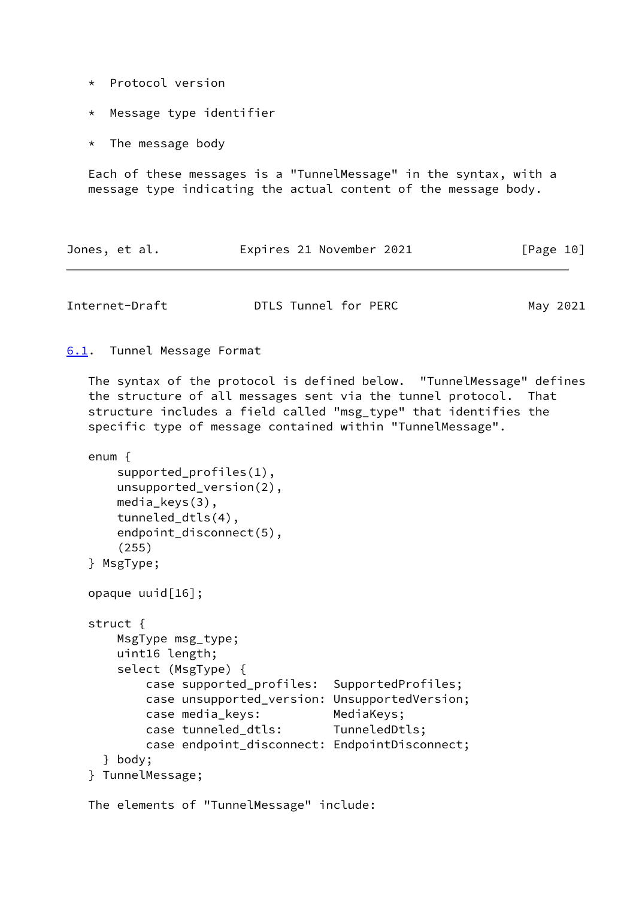* Protocol version

* Message type identifier

* The message body

Each of these messages is a "TunnelMessage" in the syntax, with a message type indicating the actual content of the message body.

### 6.1. Tunnel Message Format

The syntax of the protocol is defined below. "TunnelMessage" defines the structure of all messages sent via the tunnel protocol. That structure includes a field called "msg_type" that identifies the specific type of message contained within "TunnelMessage".

```
enum {
    supported_profiles(1),
    unsupported_version(2),
    media_keys(3),
    tunneled_dtls(4),
    endpoint_disconnect(5),
    (255)
} MsgType;

opaque uuid[16];

struct {
    MsgType msg_type;
    uint16 length;
    select (MsgType) {
        case supported_profiles:  SupportedProfiles;
        case unsupported_version: UnsupportedVersion;
        case media_keys:          MediaKeys;
        case tunneled_dtls:       TunneledDtls;
        case endpoint_disconnect: EndpointDisconnect;
  } body;
} TunnelMessage;
```

The elements of "TunnelMessage" include: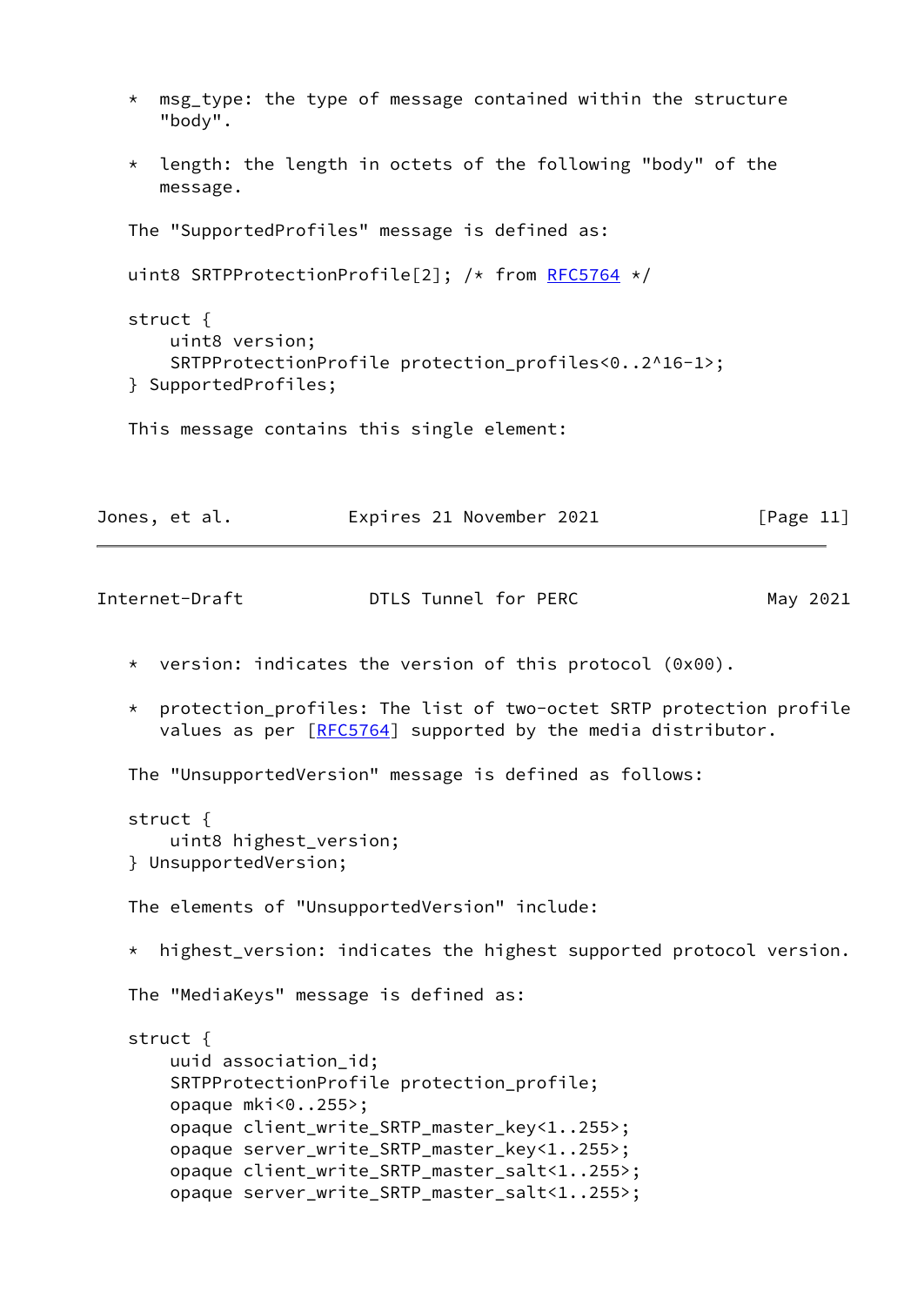* msg_type: the type of message contained within the structure "body".

* length: the length in octets of the following "body" of the message.

The "SupportedProfiles" message is defined as:

```
uint8 SRTPProtectionProfile[2]; /* from RFC5764 */

struct {
    uint8 version;
    SRTPProtectionProfile protection_profiles<0..2^16-1>;
} SupportedProfiles;
```

This message contains this single element:

* version: indicates the version of this protocol (0x00).

* protection_profiles: The list of two-octet SRTP protection profile values as per [RFC5764] supported by the media distributor.

The "UnsupportedVersion" message is defined as follows:

```
struct {
    uint8 highest_version;
} UnsupportedVersion;
```

The elements of "UnsupportedVersion" include:

* highest_version: indicates the highest supported protocol version.

The "MediaKeys" message is defined as:

```
struct {
    uuid association_id;
    SRTPProtectionProfile protection_profile;
    opaque mki<0..255>;
    opaque client_write_SRTP_master_key<1..255>;
    opaque server_write_SRTP_master_key<1..255>;
    opaque client_write_SRTP_master_salt<1..255>;
    opaque server_write_SRTP_master_salt<1..255>;
```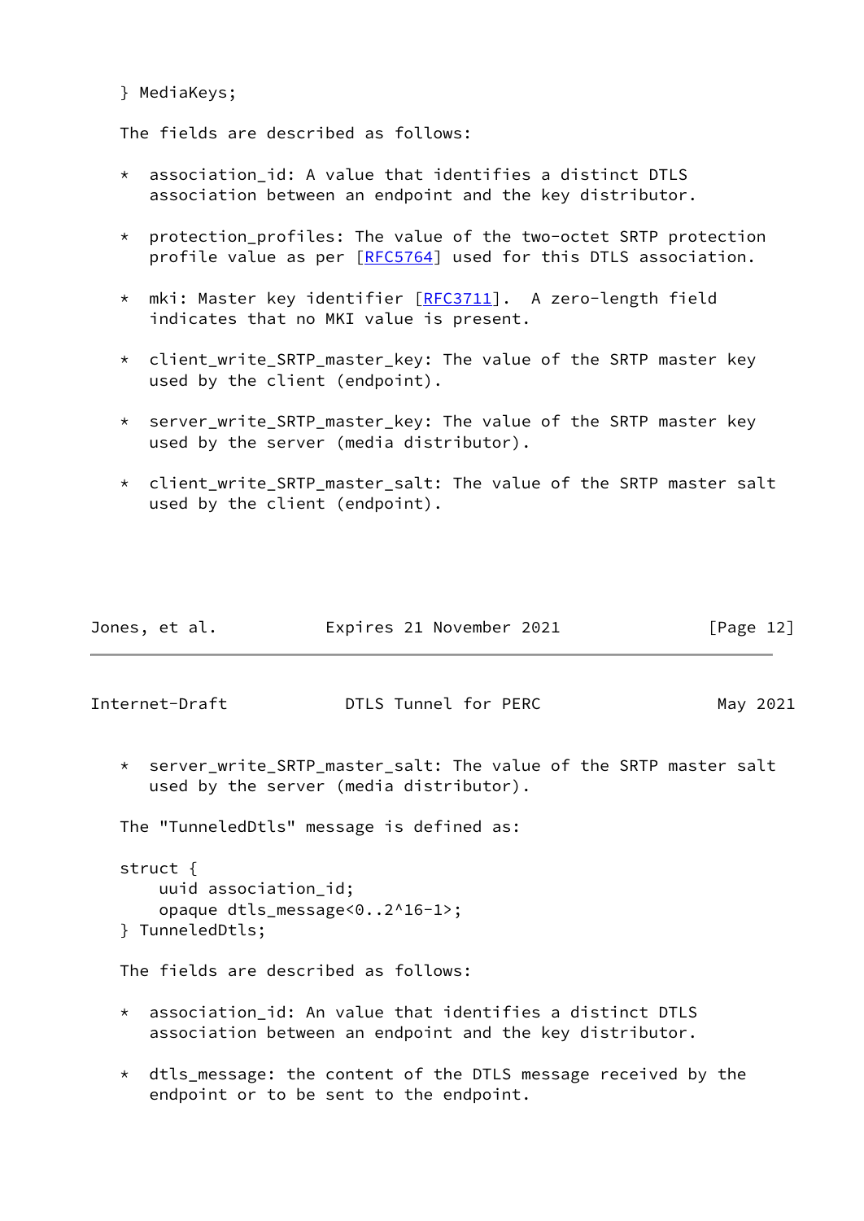```
} MediaKeys;
```

The fields are described as follows:

* association_id: A value that identifies a distinct DTLS association between an endpoint and the key distributor.

* protection_profiles: The value of the two-octet SRTP protection profile value as per [RFC5764] used for this DTLS association.

* mki: Master key identifier [RFC3711]. A zero-length field indicates that no MKI value is present.

* client_write_SRTP_master_key: The value of the SRTP master key used by the client (endpoint).

* server_write_SRTP_master_key: The value of the SRTP master key used by the server (media distributor).

* client_write_SRTP_master_salt: The value of the SRTP master salt used by the client (endpoint).

* server_write_SRTP_master_salt: The value of the SRTP master salt used by the server (media distributor).

The "TunneledDtls" message is defined as:

```
struct {
    uuid association_id;
    opaque dtls_message<0..2^16-1>;
} TunneledDtls;
```

The fields are described as follows:

* association_id: An value that identifies a distinct DTLS association between an endpoint and the key distributor.

* dtls_message: the content of the DTLS message received by the endpoint or to be sent to the endpoint.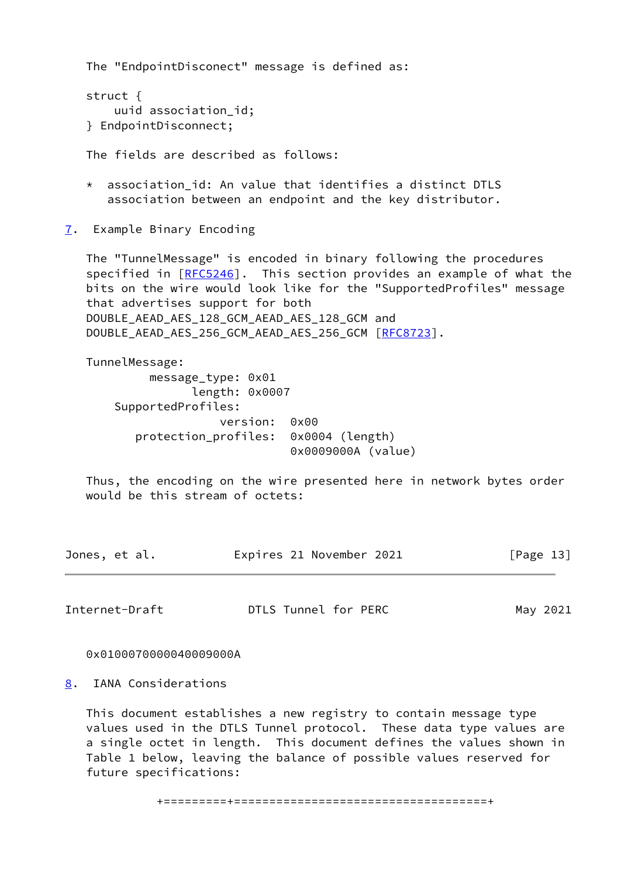The "EndpointDisconect" message is defined as:

```
struct {
    uuid association_id;
} EndpointDisconnect;
```

The fields are described as follows:

* association_id: An value that identifies a distinct DTLS association between an endpoint and the key distributor.

## 7. Example Binary Encoding

The "TunnelMessage" is encoded in binary following the procedures specified in [RFC5246]. This section provides an example of what the bits on the wire would look like for the "SupportedProfiles" message that advertises support for both DOUBLE_AEAD_AES_128_GCM_AEAD_AES_128_GCM and DOUBLE_AEAD_AES_256_GCM_AEAD_AES_256_GCM [RFC8723].

```
TunnelMessage:
         message_type: 0x01
               length: 0x0007
     SupportedProfiles:
                  version:  0x00
        protection_profiles:  0x0004 (length)
                              0x0009000A (value)
```

Thus, the encoding on the wire presented here in network bytes order would be this stream of octets:

```
0x0100070000040009000A
```

## 8. IANA Considerations

This document establishes a new registry to contain message type values used in the DTLS Tunnel protocol. These data type values are a single octet in length. This document defines the values shown in Table 1 below, leaving the balance of possible values reserved for future specifications: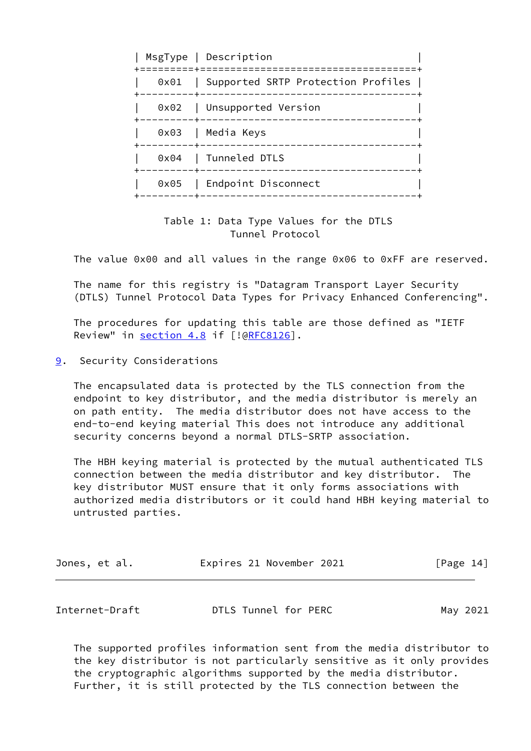| MsgType | Description |
|---|---|
| 0x01 | Supported SRTP Protection Profiles |
| 0x02 | Unsupported Version |
| 0x03 | Media Keys |
| 0x04 | Tunneled DTLS |
| 0x05 | Endpoint Disconnect |

Table 1: Data Type Values for the DTLS Tunnel Protocol

The value 0x00 and all values in the range 0x06 to 0xFF are reserved.

The name for this registry is "Datagram Transport Layer Security (DTLS) Tunnel Protocol Data Types for Privacy Enhanced Conferencing".

The procedures for updating this table are those defined as "IETF Review" in section 4.8 if [!@RFC8126].

## 9. Security Considerations

The encapsulated data is protected by the TLS connection from the endpoint to key distributor, and the media distributor is merely an on path entity. The media distributor does not have access to the end-to-end keying material This does not introduce any additional security concerns beyond a normal DTLS-SRTP association.

The HBH keying material is protected by the mutual authenticated TLS connection between the media distributor and key distributor. The key distributor MUST ensure that it only forms associations with authorized media distributors or it could hand HBH keying material to untrusted parties.

The supported profiles information sent from the media distributor to the key distributor is not particularly sensitive as it only provides the cryptographic algorithms supported by the media distributor. Further, it is still protected by the TLS connection between the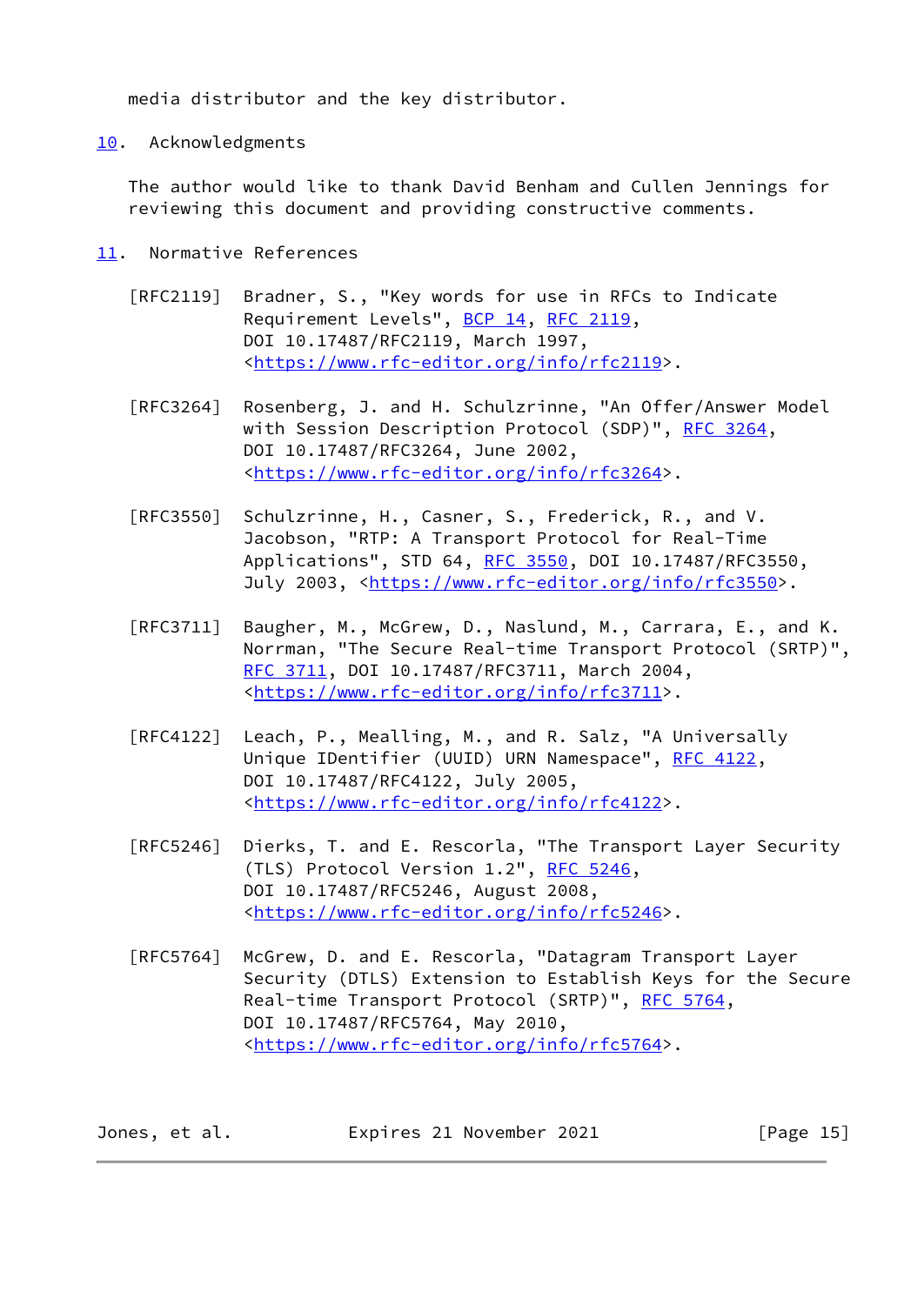media distributor and the key distributor.

## 10. Acknowledgments

The author would like to thank David Benham and Cullen Jennings for reviewing this document and providing constructive comments.

## 11. Normative References

[RFC2119] Bradner, S., "Key words for use in RFCs to Indicate Requirement Levels", BCP 14, RFC 2119, DOI 10.17487/RFC2119, March 1997, <https://www.rfc-editor.org/info/rfc2119>.

[RFC3264] Rosenberg, J. and H. Schulzrinne, "An Offer/Answer Model with Session Description Protocol (SDP)", RFC 3264, DOI 10.17487/RFC3264, June 2002, <https://www.rfc-editor.org/info/rfc3264>.

[RFC3550] Schulzrinne, H., Casner, S., Frederick, R., and V. Jacobson, "RTP: A Transport Protocol for Real-Time Applications", STD 64, RFC 3550, DOI 10.17487/RFC3550, July 2003, <https://www.rfc-editor.org/info/rfc3550>.

[RFC3711] Baugher, M., McGrew, D., Naslund, M., Carrara, E., and K. Norrman, "The Secure Real-time Transport Protocol (SRTP)", RFC 3711, DOI 10.17487/RFC3711, March 2004, <https://www.rfc-editor.org/info/rfc3711>.

[RFC4122] Leach, P., Mealling, M., and R. Salz, "A Universally Unique IDentifier (UUID) URN Namespace", RFC 4122, DOI 10.17487/RFC4122, July 2005, <https://www.rfc-editor.org/info/rfc4122>.

[RFC5246] Dierks, T. and E. Rescorla, "The Transport Layer Security (TLS) Protocol Version 1.2", RFC 5246, DOI 10.17487/RFC5246, August 2008, <https://www.rfc-editor.org/info/rfc5246>.

[RFC5764] McGrew, D. and E. Rescorla, "Datagram Transport Layer Security (DTLS) Extension to Establish Keys for the Secure Real-time Transport Protocol (SRTP)", RFC 5764, DOI 10.17487/RFC5764, May 2010, <https://www.rfc-editor.org/info/rfc5764>.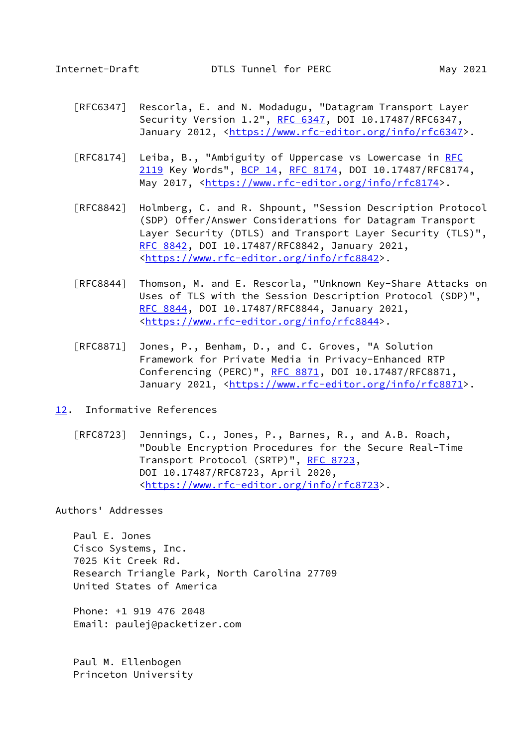[RFC6347] Rescorla, E. and N. Modadugu, "Datagram Transport Layer Security Version 1.2", RFC 6347, DOI 10.17487/RFC6347, January 2012, <https://www.rfc-editor.org/info/rfc6347>.

[RFC8174] Leiba, B., "Ambiguity of Uppercase vs Lowercase in RFC 2119 Key Words", BCP 14, RFC 8174, DOI 10.17487/RFC8174, May 2017, <https://www.rfc-editor.org/info/rfc8174>.

[RFC8842] Holmberg, C. and R. Shpount, "Session Description Protocol (SDP) Offer/Answer Considerations for Datagram Transport Layer Security (DTLS) and Transport Layer Security (TLS)", RFC 8842, DOI 10.17487/RFC8842, January 2021, <https://www.rfc-editor.org/info/rfc8842>.

[RFC8844] Thomson, M. and E. Rescorla, "Unknown Key-Share Attacks on Uses of TLS with the Session Description Protocol (SDP)", RFC 8844, DOI 10.17487/RFC8844, January 2021, <https://www.rfc-editor.org/info/rfc8844>.

[RFC8871] Jones, P., Benham, D., and C. Groves, "A Solution Framework for Private Media in Privacy-Enhanced RTP Conferencing (PERC)", RFC 8871, DOI 10.17487/RFC8871, January 2021, <https://www.rfc-editor.org/info/rfc8871>.

## 12. Informative References

[RFC8723] Jennings, C., Jones, P., Barnes, R., and A.B. Roach, "Double Encryption Procedures for the Secure Real-Time Transport Protocol (SRTP)", RFC 8723, DOI 10.17487/RFC8723, April 2020, <https://www.rfc-editor.org/info/rfc8723>.

## Authors' Addresses

Paul E. Jones
Cisco Systems, Inc.
7025 Kit Creek Rd.
Research Triangle Park, North Carolina 27709
United States of America

Phone: +1 919 476 2048
Email: paulej@packetizer.com

Paul M. Ellenbogen
Princeton University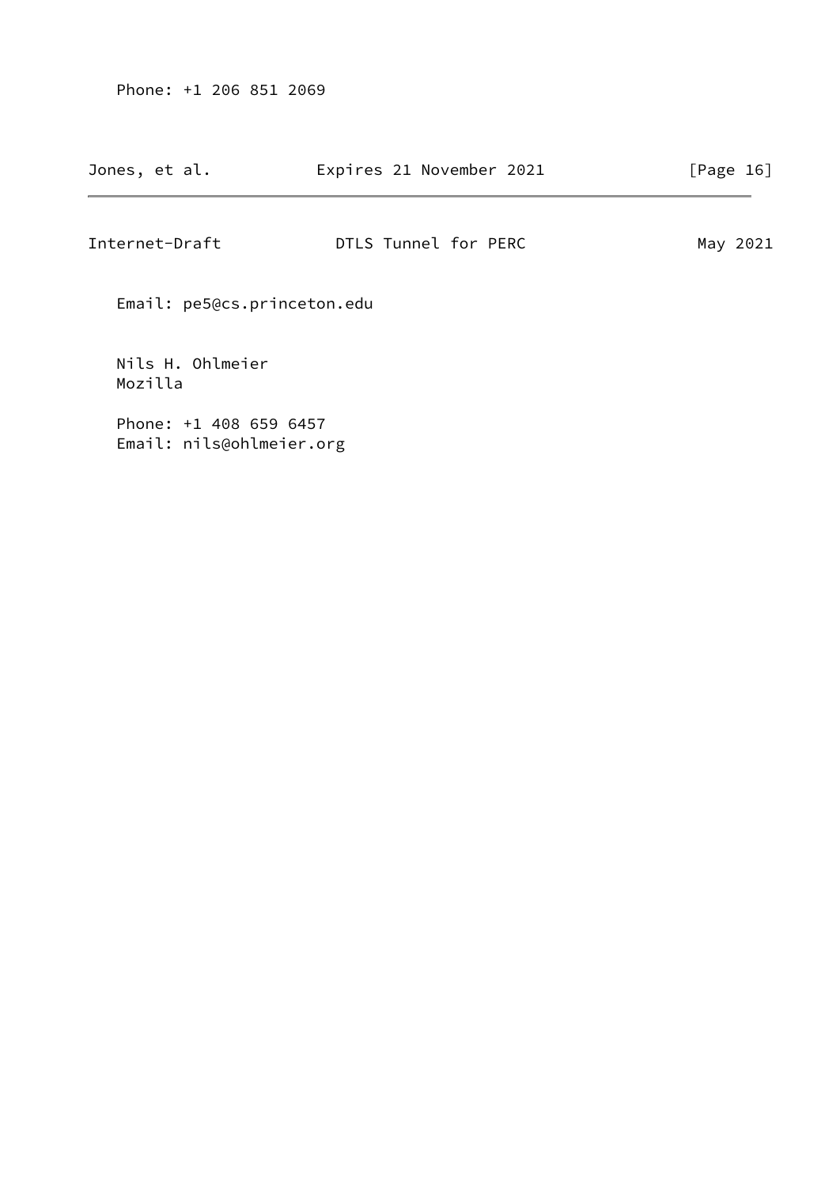Phone: +1 206 851 2069

Email: pe5@cs.princeton.edu

Nils H. Ohlmeier
Mozilla

Phone: +1 408 659 6457
Email: nils@ohlmeier.org